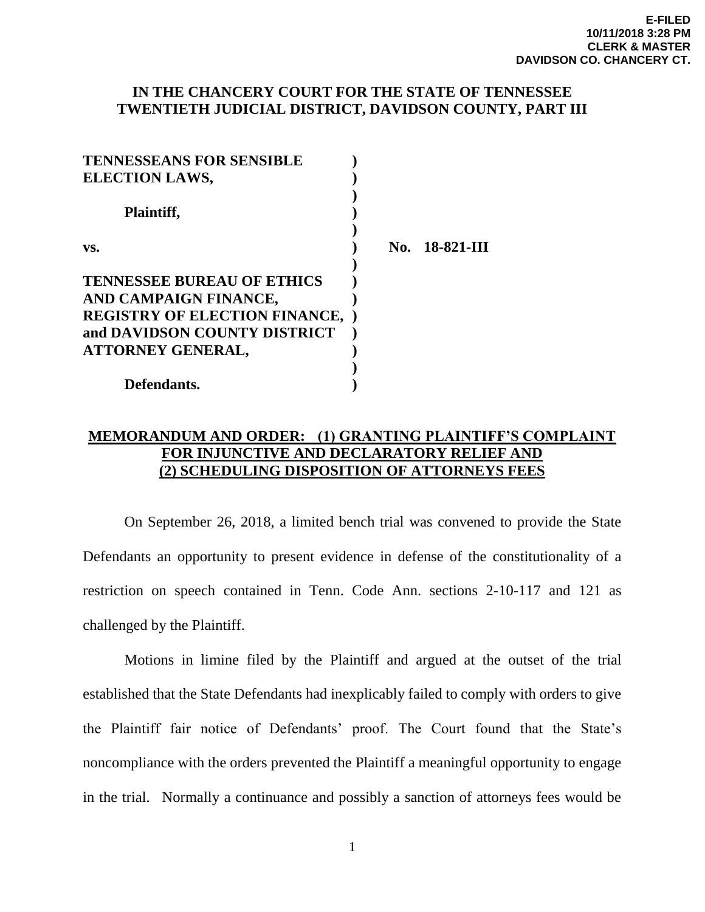**E-FILED**
**10/11/2018 3:28 PM**
**CLERK & MASTER**
**DAVIDSON CO. CHANCERY CT.**

**IN THE CHANCERY COURT FOR THE STATE OF TENNESSEE**
**TWENTIETH JUDICIAL DISTRICT, DAVIDSON COUNTY, PART III**

| | | |
|---|---|---|
| **TENNESSEANS FOR SENSIBLE ELECTION LAWS,** | ) | |
| | ) | |
| **Plaintiff,** | ) | |
| | ) | |
| **vs.** | ) | **No. 18-821-III** |
| | ) | |
| **TENNESSEE BUREAU OF ETHICS AND CAMPAIGN FINANCE, REGISTRY OF ELECTION FINANCE, and DAVIDSON COUNTY DISTRICT ATTORNEY GENERAL,** | ) | |
| | ) | |
| **Defendants.** | ) | |

**MEMORANDUM AND ORDER: (1) GRANTING PLAINTIFF'S COMPLAINT FOR INJUNCTIVE AND DECLARATORY RELIEF AND (2) SCHEDULING DISPOSITION OF ATTORNEYS FEES**

On September 26, 2018, a limited bench trial was convened to provide the State Defendants an opportunity to present evidence in defense of the constitutionality of a restriction on speech contained in Tenn. Code Ann. sections 2-10-117 and 121 as challenged by the Plaintiff.

Motions in limine filed by the Plaintiff and argued at the outset of the trial established that the State Defendants had inexplicably failed to comply with orders to give the Plaintiff fair notice of Defendants' proof. The Court found that the State's noncompliance with the orders prevented the Plaintiff a meaningful opportunity to engage in the trial. Normally a continuance and possibly a sanction of attorneys fees would be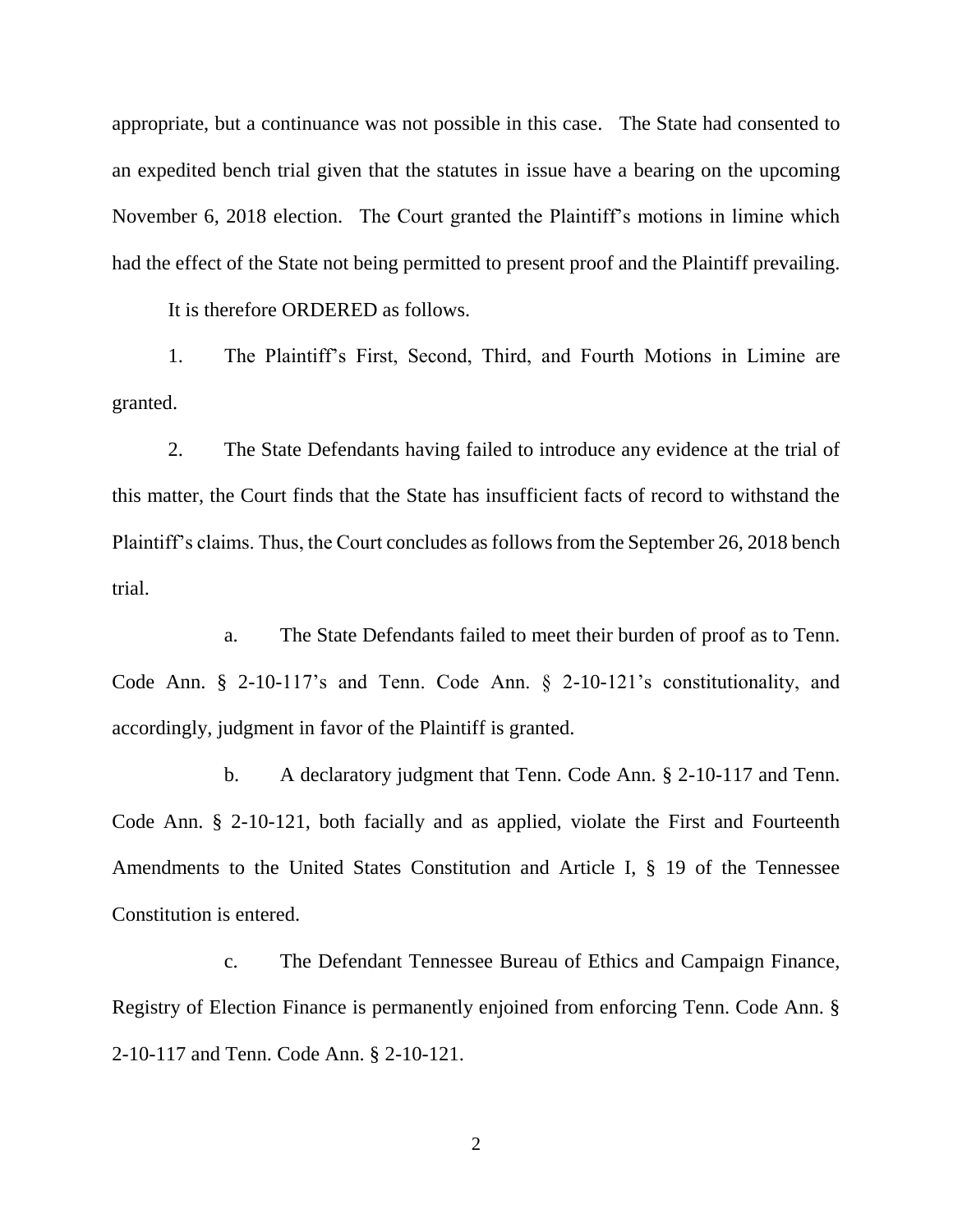appropriate, but a continuance was not possible in this case. The State had consented to an expedited bench trial given that the statutes in issue have a bearing on the upcoming November 6, 2018 election. The Court granted the Plaintiff's motions in limine which had the effect of the State not being permitted to present proof and the Plaintiff prevailing.

It is therefore ORDERED as follows.

1. The Plaintiff's First, Second, Third, and Fourth Motions in Limine are granted.

2. The State Defendants having failed to introduce any evidence at the trial of this matter, the Court finds that the State has insufficient facts of record to withstand the Plaintiff's claims. Thus, the Court concludes as follows from the September 26, 2018 bench trial.

   a. The State Defendants failed to meet their burden of proof as to Tenn. Code Ann. § 2-10-117's and Tenn. Code Ann. § 2-10-121's constitutionality, and accordingly, judgment in favor of the Plaintiff is granted.

   b. A declaratory judgment that Tenn. Code Ann. § 2-10-117 and Tenn. Code Ann. § 2-10-121, both facially and as applied, violate the First and Fourteenth Amendments to the United States Constitution and Article I, § 19 of the Tennessee Constitution is entered.

   c. The Defendant Tennessee Bureau of Ethics and Campaign Finance, Registry of Election Finance is permanently enjoined from enforcing Tenn. Code Ann. § 2-10-117 and Tenn. Code Ann. § 2-10-121.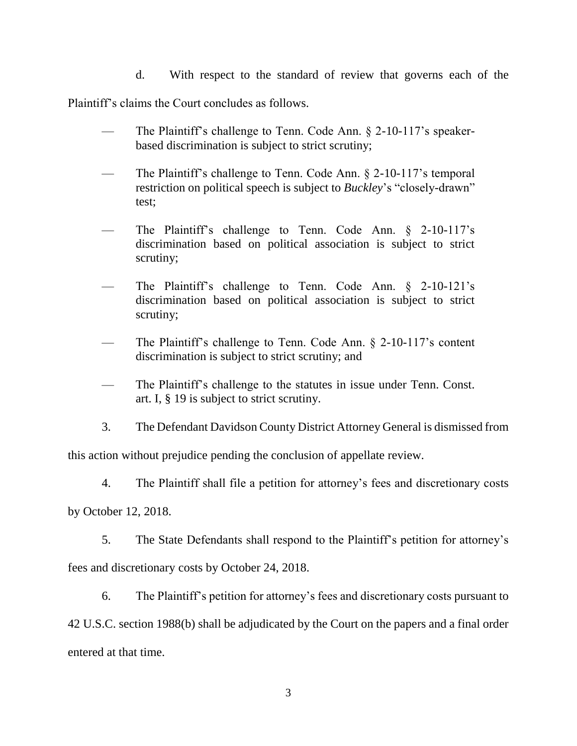d. With respect to the standard of review that governs each of the Plaintiff's claims the Court concludes as follows.

- The Plaintiff's challenge to Tenn. Code Ann. § 2-10-117's speaker-based discrimination is subject to strict scrutiny;
- The Plaintiff's challenge to Tenn. Code Ann. § 2-10-117's temporal restriction on political speech is subject to *Buckley*'s "closely-drawn" test;
- The Plaintiff's challenge to Tenn. Code Ann. § 2-10-117's discrimination based on political association is subject to strict scrutiny;
- The Plaintiff's challenge to Tenn. Code Ann. § 2-10-121's discrimination based on political association is subject to strict scrutiny;
- The Plaintiff's challenge to Tenn. Code Ann. § 2-10-117's content discrimination is subject to strict scrutiny; and
- The Plaintiff's challenge to the statutes in issue under Tenn. Const. art. I, § 19 is subject to strict scrutiny.

3. The Defendant Davidson County District Attorney General is dismissed from this action without prejudice pending the conclusion of appellate review.

4. The Plaintiff shall file a petition for attorney's fees and discretionary costs by October 12, 2018.

5. The State Defendants shall respond to the Plaintiff's petition for attorney's fees and discretionary costs by October 24, 2018.

6. The Plaintiff's petition for attorney's fees and discretionary costs pursuant to 42 U.S.C. section 1988(b) shall be adjudicated by the Court on the papers and a final order entered at that time.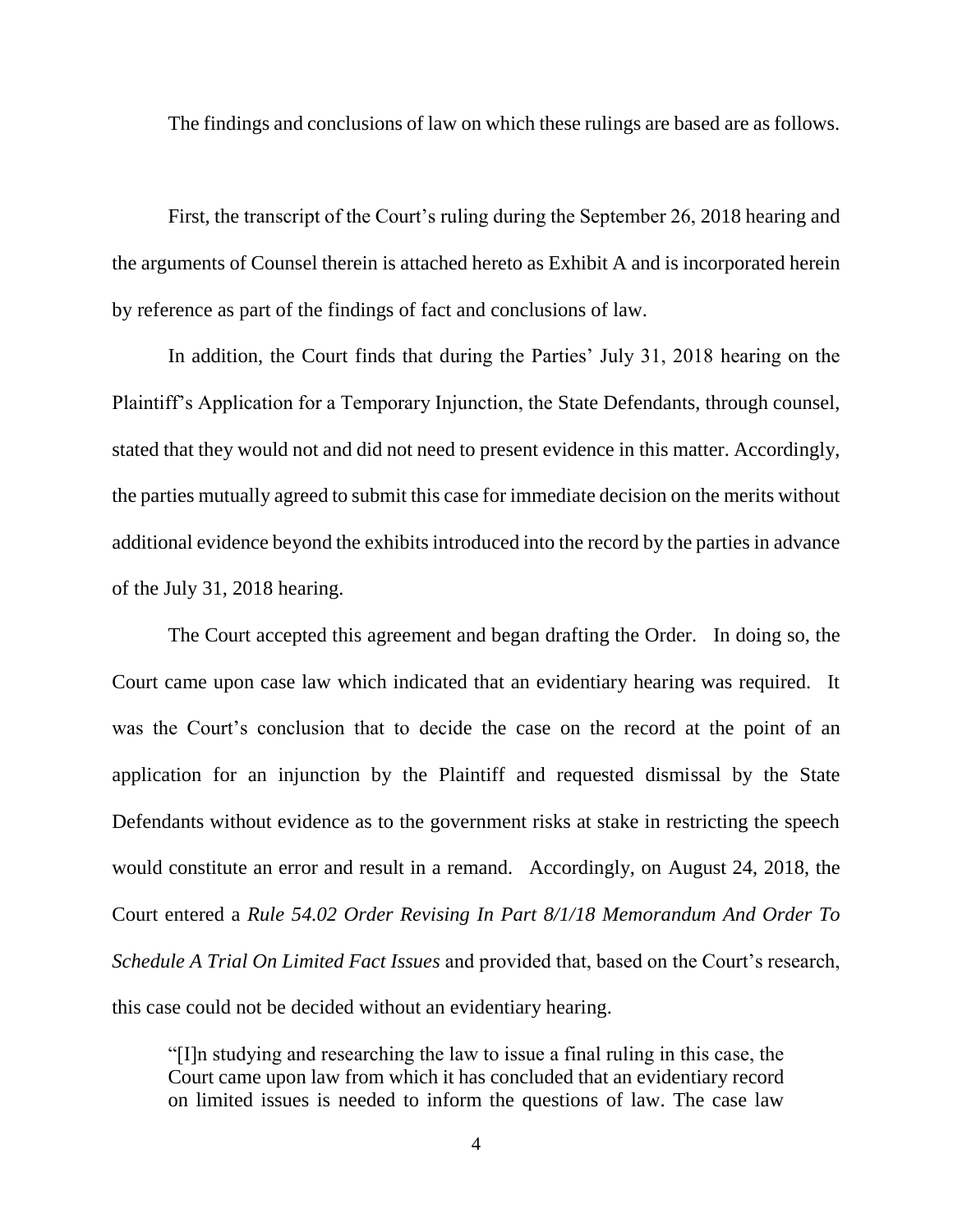The findings and conclusions of law on which these rulings are based are as follows.

First, the transcript of the Court's ruling during the September 26, 2018 hearing and the arguments of Counsel therein is attached hereto as Exhibit A and is incorporated herein by reference as part of the findings of fact and conclusions of law.

In addition, the Court finds that during the Parties' July 31, 2018 hearing on the Plaintiff's Application for a Temporary Injunction, the State Defendants, through counsel, stated that they would not and did not need to present evidence in this matter. Accordingly, the parties mutually agreed to submit this case for immediate decision on the merits without additional evidence beyond the exhibits introduced into the record by the parties in advance of the July 31, 2018 hearing.

The Court accepted this agreement and began drafting the Order. In doing so, the Court came upon case law which indicated that an evidentiary hearing was required. It was the Court's conclusion that to decide the case on the record at the point of an application for an injunction by the Plaintiff and requested dismissal by the State Defendants without evidence as to the government risks at stake in restricting the speech would constitute an error and result in a remand. Accordingly, on August 24, 2018, the Court entered a *Rule 54.02 Order Revising In Part 8/1/18 Memorandum And Order To Schedule A Trial On Limited Fact Issues* and provided that, based on the Court's research, this case could not be decided without an evidentiary hearing.

> "[I]n studying and researching the law to issue a final ruling in this case, the Court came upon law from which it has concluded that an evidentiary record on limited issues is needed to inform the questions of law. The case law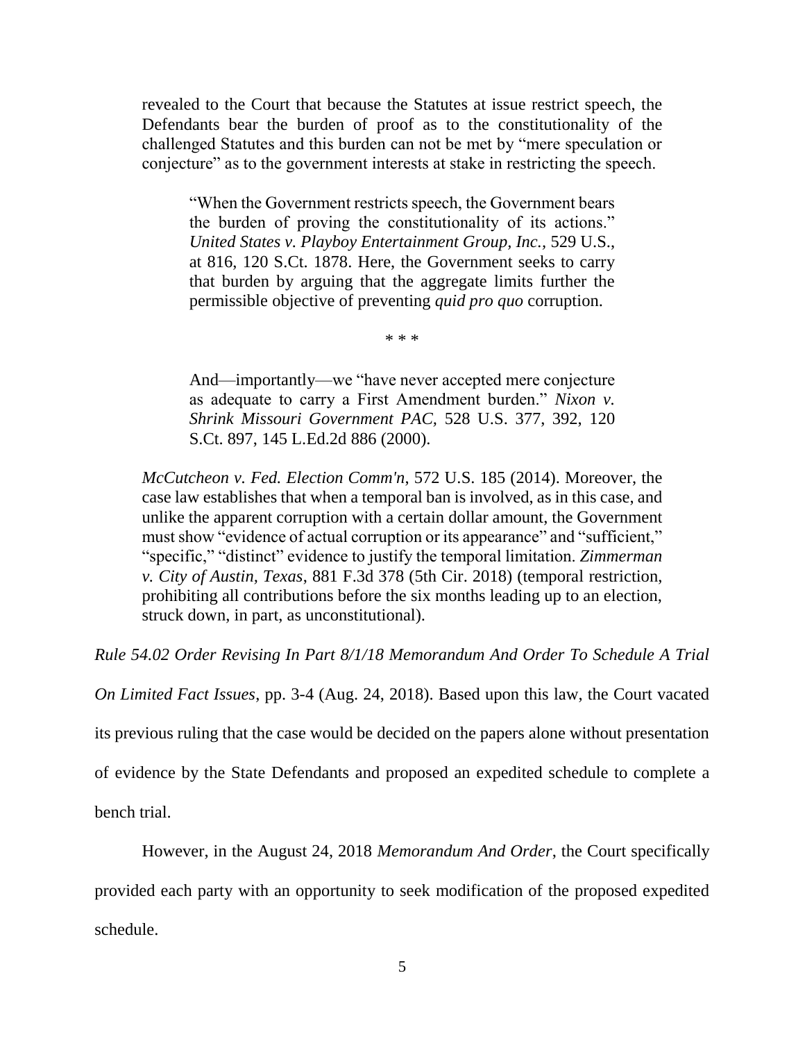revealed to the Court that because the Statutes at issue restrict speech, the Defendants bear the burden of proof as to the constitutionality of the challenged Statutes and this burden can not be met by "mere speculation or conjecture" as to the government interests at stake in restricting the speech.

> "When the Government restricts speech, the Government bears the burden of proving the constitutionality of its actions." *United States v. Playboy Entertainment Group, Inc.*, 529 U.S., at 816, 120 S.Ct. 1878. Here, the Government seeks to carry that burden by arguing that the aggregate limits further the permissible objective of preventing *quid pro quo* corruption.
>
> \* \* \*
>
> And—importantly—we "have never accepted mere conjecture as adequate to carry a First Amendment burden." *Nixon v. Shrink Missouri Government PAC*, 528 U.S. 377, 392, 120 S.Ct. 897, 145 L.Ed.2d 886 (2000).

*McCutcheon v. Fed. Election Comm'n*, 572 U.S. 185 (2014). Moreover, the case law establishes that when a temporal ban is involved, as in this case, and unlike the apparent corruption with a certain dollar amount, the Government must show "evidence of actual corruption or its appearance" and "sufficient," "specific," "distinct" evidence to justify the temporal limitation. *Zimmerman v. City of Austin, Texas*, 881 F.3d 378 (5th Cir. 2018) (temporal restriction, prohibiting all contributions before the six months leading up to an election, struck down, in part, as unconstitutional).

*Rule 54.02 Order Revising In Part 8/1/18 Memorandum And Order To Schedule A Trial On Limited Fact Issues*, pp. 3-4 (Aug. 24, 2018). Based upon this law, the Court vacated its previous ruling that the case would be decided on the papers alone without presentation of evidence by the State Defendants and proposed an expedited schedule to complete a bench trial.

However, in the August 24, 2018 *Memorandum And Order*, the Court specifically provided each party with an opportunity to seek modification of the proposed expedited schedule.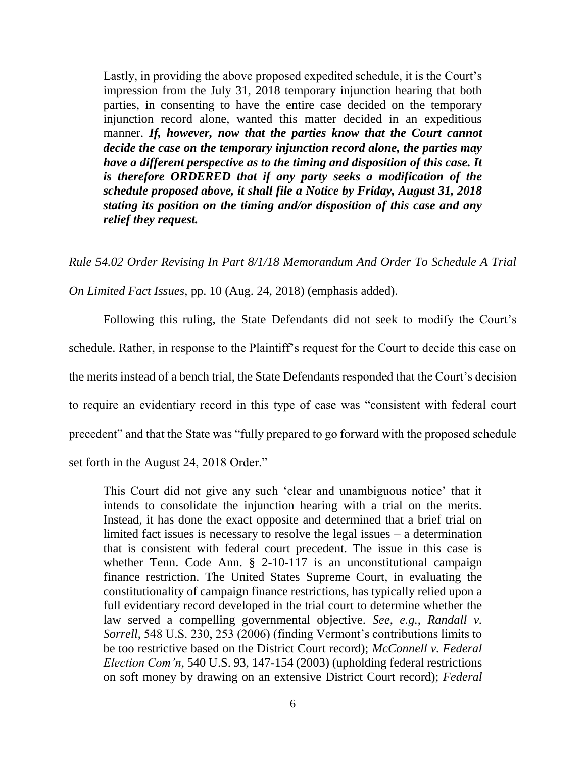> Lastly, in providing the above proposed expedited schedule, it is the Court's impression from the July 31, 2018 temporary injunction hearing that both parties, in consenting to have the entire case decided on the temporary injunction record alone, wanted this matter decided in an expeditious manner. ***If, however, now that the parties know that the Court cannot decide the case on the temporary injunction record alone, the parties may have a different perspective as to the timing and disposition of this case. It is therefore ORDERED that if any party seeks a modification of the schedule proposed above, it shall file a Notice by Friday, August 31, 2018 stating its position on the timing and/or disposition of this case and any relief they request.***

*Rule 54.02 Order Revising In Part 8/1/18 Memorandum And Order To Schedule A Trial On Limited Fact Issues*, pp. 10 (Aug. 24, 2018) (emphasis added).

Following this ruling, the State Defendants did not seek to modify the Court's schedule. Rather, in response to the Plaintiff's request for the Court to decide this case on the merits instead of a bench trial, the State Defendants responded that the Court's decision to require an evidentiary record in this type of case was "consistent with federal court precedent" and that the State was "fully prepared to go forward with the proposed schedule set forth in the August 24, 2018 Order."

> This Court did not give any such 'clear and unambiguous notice' that it intends to consolidate the injunction hearing with a trial on the merits. Instead, it has done the exact opposite and determined that a brief trial on limited fact issues is necessary to resolve the legal issues – a determination that is consistent with federal court precedent. The issue in this case is whether Tenn. Code Ann. § 2-10-117 is an unconstitutional campaign finance restriction. The United States Supreme Court, in evaluating the constitutionality of campaign finance restrictions, has typically relied upon a full evidentiary record developed in the trial court to determine whether the law served a compelling governmental objective. *See*, *e.g.*, *Randall v. Sorrell*, 548 U.S. 230, 253 (2006) (finding Vermont's contributions limits to be too restrictive based on the District Court record); *McConnell v. Federal Election Com'n*, 540 U.S. 93, 147-154 (2003) (upholding federal restrictions on soft money by drawing on an extensive District Court record); *Federal*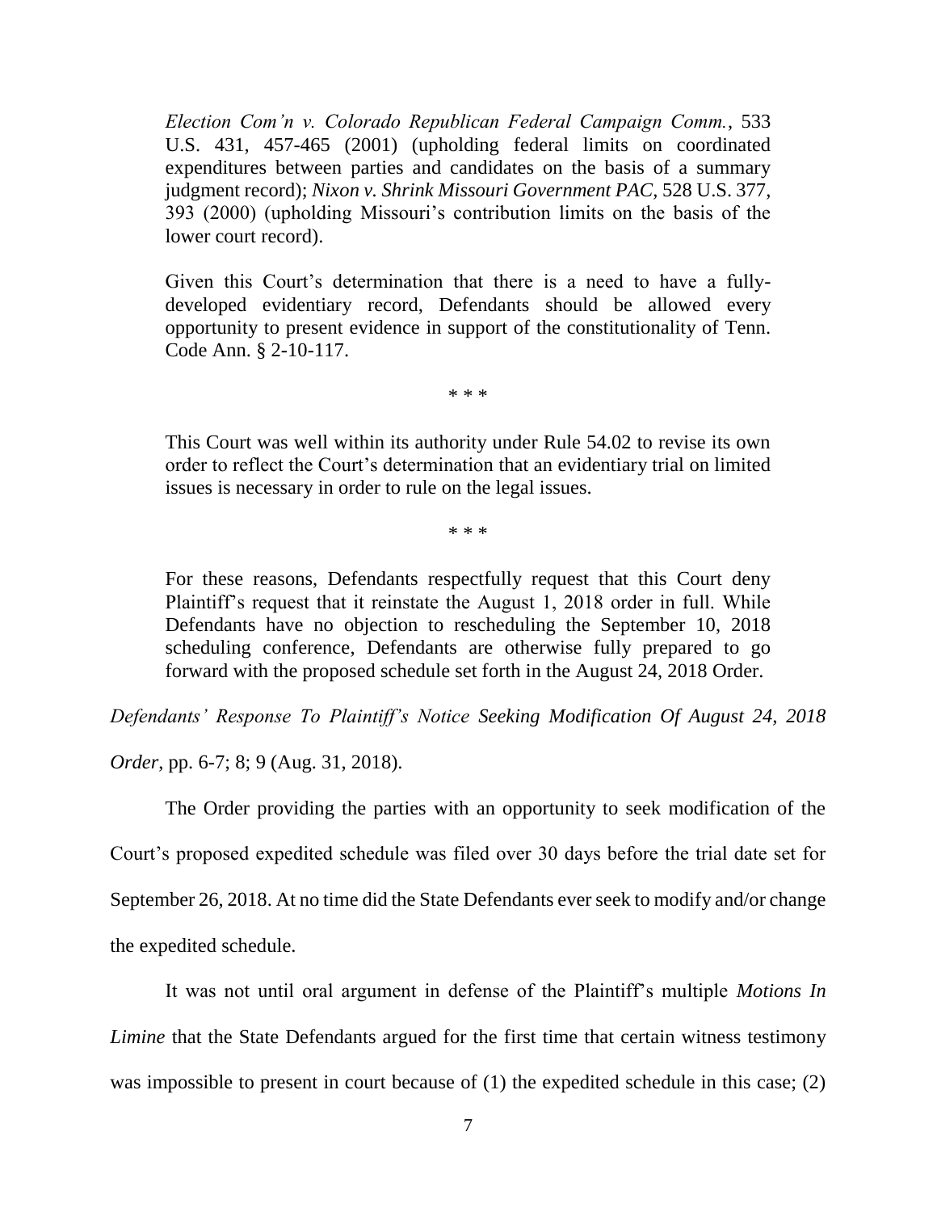> *Election Com'n v. Colorado Republican Federal Campaign Comm.*, 533 U.S. 431, 457-465 (2001) (upholding federal limits on coordinated expenditures between parties and candidates on the basis of a summary judgment record); *Nixon v. Shrink Missouri Government PAC*, 528 U.S. 377, 393 (2000) (upholding Missouri's contribution limits on the basis of the lower court record).
>
> Given this Court's determination that there is a need to have a fully-developed evidentiary record, Defendants should be allowed every opportunity to present evidence in support of the constitutionality of Tenn. Code Ann. § 2-10-117.
>
> \* \* \*
>
> This Court was well within its authority under Rule 54.02 to revise its own order to reflect the Court's determination that an evidentiary trial on limited issues is necessary in order to rule on the legal issues.
>
> \* \* \*
>
> For these reasons, Defendants respectfully request that this Court deny Plaintiff's request that it reinstate the August 1, 2018 order in full. While Defendants have no objection to rescheduling the September 10, 2018 scheduling conference, Defendants are otherwise fully prepared to go forward with the proposed schedule set forth in the August 24, 2018 Order.

*Defendants' Response To Plaintiff's Notice Seeking Modification Of August 24, 2018 Order*, pp. 6-7; 8; 9 (Aug. 31, 2018).

The Order providing the parties with an opportunity to seek modification of the Court's proposed expedited schedule was filed over 30 days before the trial date set for September 26, 2018. At no time did the State Defendants ever seek to modify and/or change the expedited schedule.

It was not until oral argument in defense of the Plaintiff's multiple *Motions In Limine* that the State Defendants argued for the first time that certain witness testimony was impossible to present in court because of (1) the expedited schedule in this case; (2)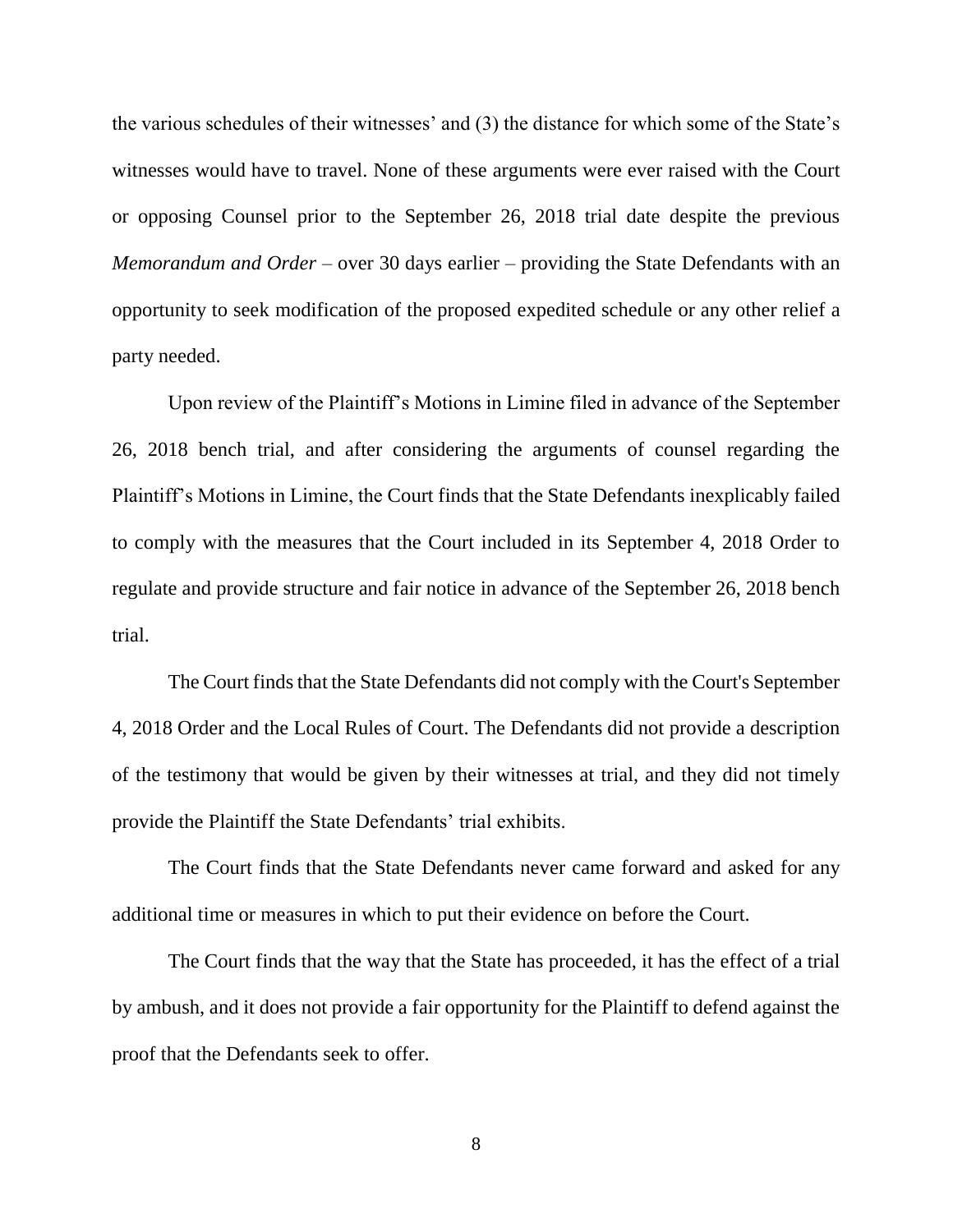the various schedules of their witnesses' and (3) the distance for which some of the State's witnesses would have to travel. None of these arguments were ever raised with the Court or opposing Counsel prior to the September 26, 2018 trial date despite the previous *Memorandum and Order* – over 30 days earlier – providing the State Defendants with an opportunity to seek modification of the proposed expedited schedule or any other relief a party needed.

Upon review of the Plaintiff's Motions in Limine filed in advance of the September 26, 2018 bench trial, and after considering the arguments of counsel regarding the Plaintiff's Motions in Limine, the Court finds that the State Defendants inexplicably failed to comply with the measures that the Court included in its September 4, 2018 Order to regulate and provide structure and fair notice in advance of the September 26, 2018 bench trial.

The Court finds that the State Defendants did not comply with the Court's September 4, 2018 Order and the Local Rules of Court. The Defendants did not provide a description of the testimony that would be given by their witnesses at trial, and they did not timely provide the Plaintiff the State Defendants' trial exhibits.

The Court finds that the State Defendants never came forward and asked for any additional time or measures in which to put their evidence on before the Court.

The Court finds that the way that the State has proceeded, it has the effect of a trial by ambush, and it does not provide a fair opportunity for the Plaintiff to defend against the proof that the Defendants seek to offer.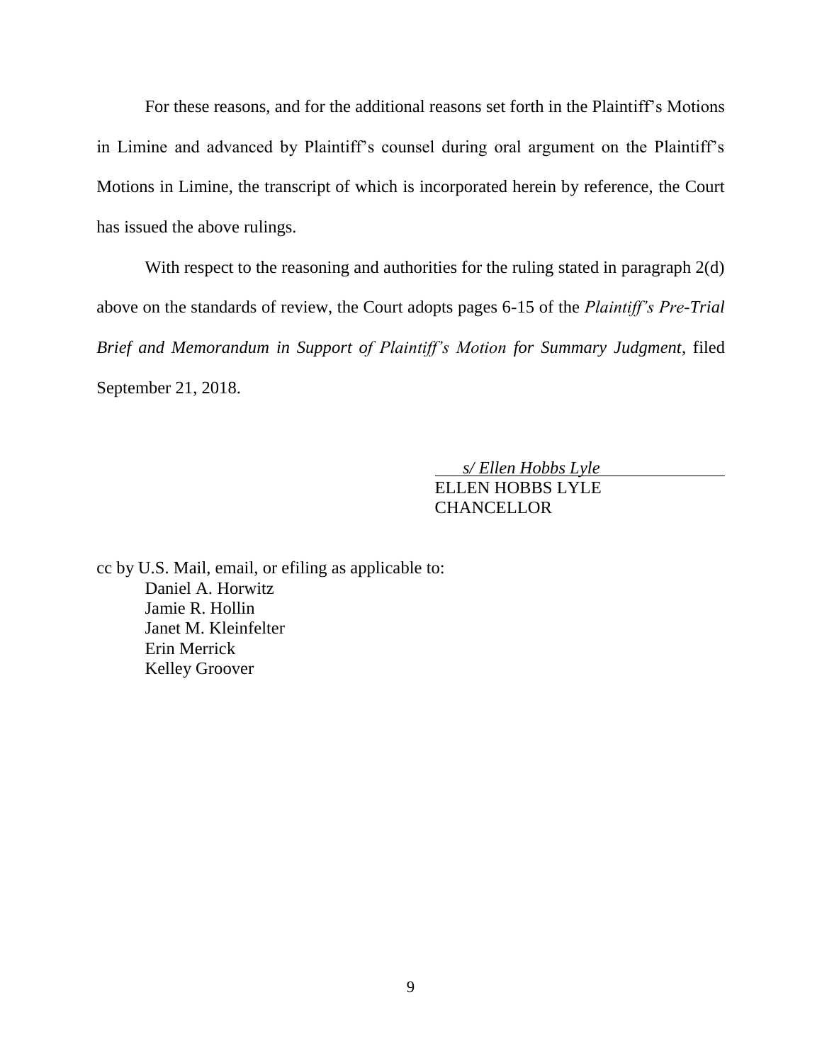For these reasons, and for the additional reasons set forth in the Plaintiff's Motions in Limine and advanced by Plaintiff's counsel during oral argument on the Plaintiff's Motions in Limine, the transcript of which is incorporated herein by reference, the Court has issued the above rulings.

With respect to the reasoning and authorities for the ruling stated in paragraph 2(d) above on the standards of review, the Court adopts pages 6-15 of the *Plaintiff's Pre-Trial Brief and Memorandum in Support of Plaintiff's Motion for Summary Judgment*, filed September 21, 2018.

*s/ Ellen Hobbs Lyle*
ELLEN HOBBS LYLE
CHANCELLOR

cc by U.S. Mail, email, or efiling as applicable to:
Daniel A. Horwitz
Jamie R. Hollin
Janet M. Kleinfelter
Erin Merrick
Kelley Groover